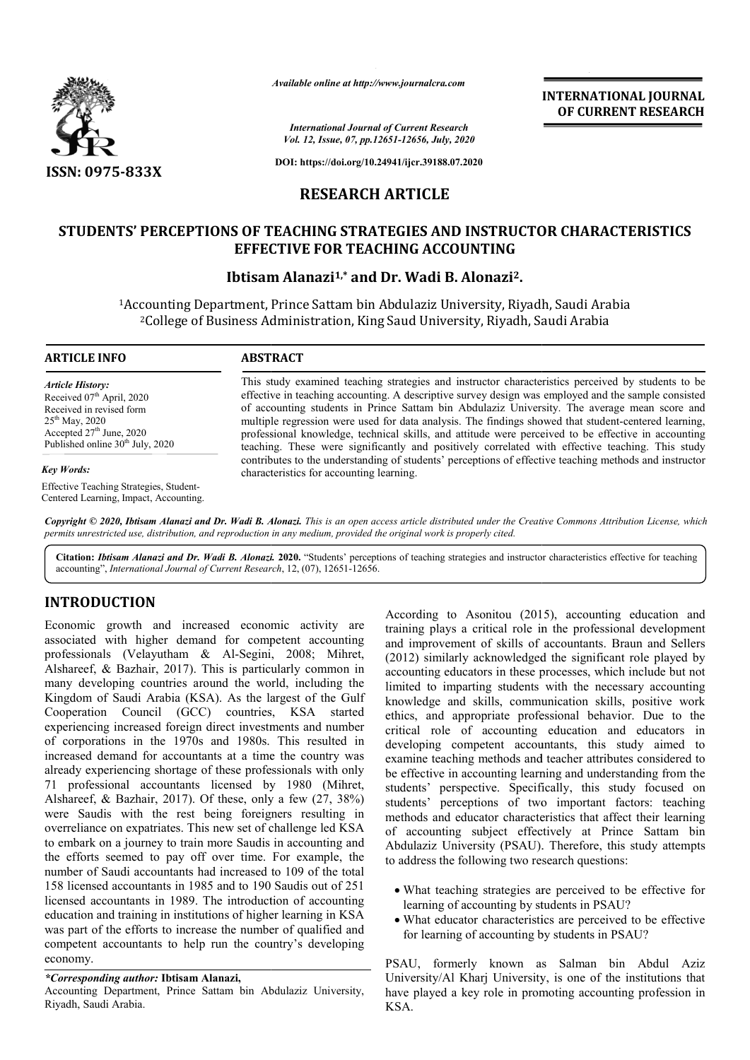RESEARCH ARTICLE

# STUDENTS' PERCEPTIONS OF TEACHING STRATEGIES AND INSTRUCTOR CHARACTERISTICS EFFECTIVE FOR TEACHING ACCOUNTING

**Ibtisam Alanazi[1,*] and Dr. Wadi B. Alonazi[2].**

[1]Accounting Department, Prince Sattam bin Abdulaziz University, Riyadh, Saudi Arabia
[2]College of Business Administration, King Saud University, Riyadh, Saudi Arabia

## ARTICLE INFO

*Article History:*
Received 07[th] April, 2020
Received in revised form 25[th] May, 2020
Accepted 27[th] June, 2020
Published online 30[th] July, 2020

*Key Words:*
Effective Teaching Strategies, Student-Centered Learning, Impact, Accounting.

## ABSTRACT

This study examined teaching strategies and instructor characteristics perceived by students to be effective in teaching accounting. A descriptive survey design was employed and the sample consisted of accounting students in Prince Sattam bin Abdulaziz University. The average mean score and multiple regression were used for data analysis. The findings showed that student-centered learning, professional knowledge, technical skills, and attitude were perceived to be effective in accounting teaching. These were significantly and positively correlated with effective teaching. This study contributes to the understanding of students' perceptions of effective teaching methods and instructor characteristics for accounting learning.

*Copyright © 2020, Ibtisam Alanazi and Dr. Wadi B. Alonazi. This is an open access article distributed under the Creative Commons Attribution License, which permits unrestricted use, distribution, and reproduction in any medium, provided the original work is properly cited.*

**Citation:** *Ibtisam Alanazi and Dr. Wadi B. Alonazi.* **2020.** "Students' perceptions of teaching strategies and instructor characteristics effective for teaching accounting", *International Journal of Current Research*, 12, (07), 12651-12656.

## INTRODUCTION

Economic growth and increased economic activity are associated with higher demand for competent accounting professionals (Velayutham & Al-Segini, 2008; Mihret, Alshareef, & Bazhair, 2017). This is particularly common in many developing countries around the world, including the Kingdom of Saudi Arabia (KSA). As the largest of the Gulf Cooperation Council (GCC) countries, KSA started experiencing increased foreign direct investments and number of corporations in the 1970s and 1980s. This resulted in increased demand for accountants at a time the country was already experiencing shortage of these professionals with only 71 professional accountants licensed by 1980 (Mihret, Alshareef, & Bazhair, 2017). Of these, only a few (27, 38%) were Saudis with the rest being foreigners resulting in overreliance on expatriates. This new set of challenge led KSA to embark on a journey to train more Saudis in accounting and the efforts seemed to pay off over time. For example, the number of Saudi accountants had increased to 109 of the total 158 licensed accountants in 1985 and to 190 Saudis out of 251 licensed accountants in 1989. The introduction of accounting education and training in institutions of higher learning in KSA was part of the efforts to increase the number of qualified and competent accountants to help run the country's developing economy.

According to Asonitou (2015), accounting education and training plays a critical role in the professional development and improvement of skills of accountants. Braun and Sellers (2012) similarly acknowledged the significant role played by accounting educators in these processes, which include but not limited to imparting students with the necessary accounting knowledge and skills, communication skills, positive work ethics, and appropriate professional behavior. Due to the critical role of accounting education and educators in developing competent accountants, this study aimed to examine teaching methods and teacher attributes considered to be effective in accounting learning and understanding from the students' perspective. Specifically, this study focused on students' perceptions of two important factors: teaching methods and educator characteristics that affect their learning of accounting subject effectively at Prince Sattam bin Abdulaziz University (PSAU). Therefore, this study attempts to address the following two research questions:

- What teaching strategies are perceived to be effective for learning of accounting by students in PSAU?
- What educator characteristics are perceived to be effective for learning of accounting by students in PSAU?

PSAU, formerly known as Salman bin Abdul Aziz University/Al Kharj University, is one of the institutions that have played a key role in promoting accounting profession in KSA.

*\*Corresponding author:* **Ibtisam Alanazi,**
Accounting Department, Prince Sattam bin Abdulaziz University, Riyadh, Saudi Arabia.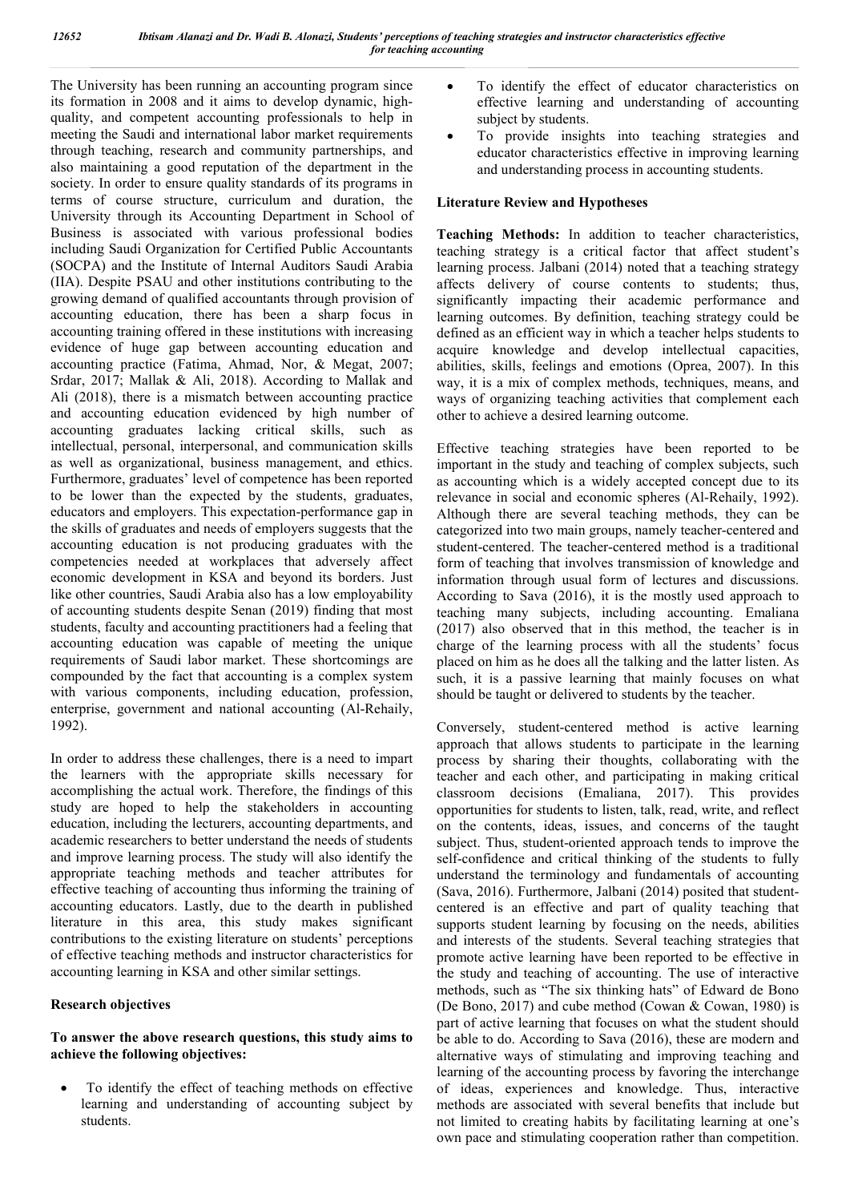The University has been running an accounting program since its formation in 2008 and it aims to develop dynamic, high-quality, and competent accounting professionals to help in meeting the Saudi and international labor market requirements through teaching, research and community partnerships, and also maintaining a good reputation of the department in the society. In order to ensure quality standards of its programs in terms of course structure, curriculum and duration, the University through its Accounting Department in School of Business is associated with various professional bodies including Saudi Organization for Certified Public Accountants (SOCPA) and the Institute of Internal Auditors Saudi Arabia (IIA). Despite PSAU and other institutions contributing to the growing demand of qualified accountants through provision of accounting education, there has been a sharp focus in accounting training offered in these institutions with increasing evidence of huge gap between accounting education and accounting practice (Fatima, Ahmad, Nor, & Megat, 2007; Srdar, 2017; Mallak & Ali, 2018). According to Mallak and Ali (2018), there is a mismatch between accounting practice and accounting education evidenced by high number of accounting graduates lacking critical skills, such as intellectual, personal, interpersonal, and communication skills as well as organizational, business management, and ethics. Furthermore, graduates' level of competence has been reported to be lower than the expected by the students, graduates, educators and employers. This expectation-performance gap in the skills of graduates and needs of employers suggests that the accounting education is not producing graduates with the competencies needed at workplaces that adversely affect economic development in KSA and beyond its borders. Just like other countries, Saudi Arabia also has a low employability of accounting students despite Senan (2019) finding that most students, faculty and accounting practitioners had a feeling that accounting education was capable of meeting the unique requirements of Saudi labor market. These shortcomings are compounded by the fact that accounting is a complex system with various components, including education, profession, enterprise, government and national accounting (Al-Rehaily, 1992).

In order to address these challenges, there is a need to impart the learners with the appropriate skills necessary for accomplishing the actual work. Therefore, the findings of this study are hoped to help the stakeholders in accounting education, including the lecturers, accounting departments, and academic researchers to better understand the needs of students and improve learning process. The study will also identify the appropriate teaching methods and teacher attributes for effective teaching of accounting thus informing the training of accounting educators. Lastly, due to the dearth in published literature in this area, this study makes significant contributions to the existing literature on students' perceptions of effective teaching methods and instructor characteristics for accounting learning in KSA and other similar settings.

## Research objectives

**To answer the above research questions, this study aims to achieve the following objectives:**

- To identify the effect of teaching methods on effective learning and understanding of accounting subject by students.
- To identify the effect of educator characteristics on effective learning and understanding of accounting subject by students.
- To provide insights into teaching strategies and educator characteristics effective in improving learning and understanding process in accounting students.

## Literature Review and Hypotheses

**Teaching Methods:** In addition to teacher characteristics, teaching strategy is a critical factor that affect student's learning process. Jalbani (2014) noted that a teaching strategy affects delivery of course contents to students; thus, significantly impacting their academic performance and learning outcomes. By definition, teaching strategy could be defined as an efficient way in which a teacher helps students to acquire knowledge and develop intellectual capacities, abilities, skills, feelings and emotions (Oprea, 2007). In this way, it is a mix of complex methods, techniques, means, and ways of organizing teaching activities that complement each other to achieve a desired learning outcome.

Effective teaching strategies have been reported to be important in the study and teaching of complex subjects, such as accounting which is a widely accepted concept due to its relevance in social and economic spheres (Al-Rehaily, 1992). Although there are several teaching methods, they can be categorized into two main groups, namely teacher-centered and student-centered. The teacher-centered method is a traditional form of teaching that involves transmission of knowledge and information through usual form of lectures and discussions. According to Sava (2016), it is the mostly used approach to teaching many subjects, including accounting. Emaliana (2017) also observed that in this method, the teacher is in charge of the learning process with all the students' focus placed on him as he does all the talking and the latter listen. As such, it is a passive learning that mainly focuses on what should be taught or delivered to students by the teacher.

Conversely, student-centered method is active learning approach that allows students to participate in the learning process by sharing their thoughts, collaborating with the teacher and each other, and participating in making critical classroom decisions (Emaliana, 2017). This provides opportunities for students to listen, talk, read, write, and reflect on the contents, ideas, issues, and concerns of the taught subject. Thus, student-oriented approach tends to improve the self-confidence and critical thinking of the students to fully understand the terminology and fundamentals of accounting (Sava, 2016). Furthermore, Jalbani (2014) posited that student-centered is an effective and part of quality teaching that supports student learning by focusing on the needs, abilities and interests of the students. Several teaching strategies that promote active learning have been reported to be effective in the study and teaching of accounting. The use of interactive methods, such as "The six thinking hats" of Edward de Bono (De Bono, 2017) and cube method (Cowan & Cowan, 1980) is part of active learning that focuses on what the student should be able to do. According to Sava (2016), these are modern and alternative ways of stimulating and improving teaching and learning of the accounting process by favoring the interchange of ideas, experiences and knowledge. Thus, interactive methods are associated with several benefits that include but not limited to creating habits by facilitating learning at one's own pace and stimulating cooperation rather than competition.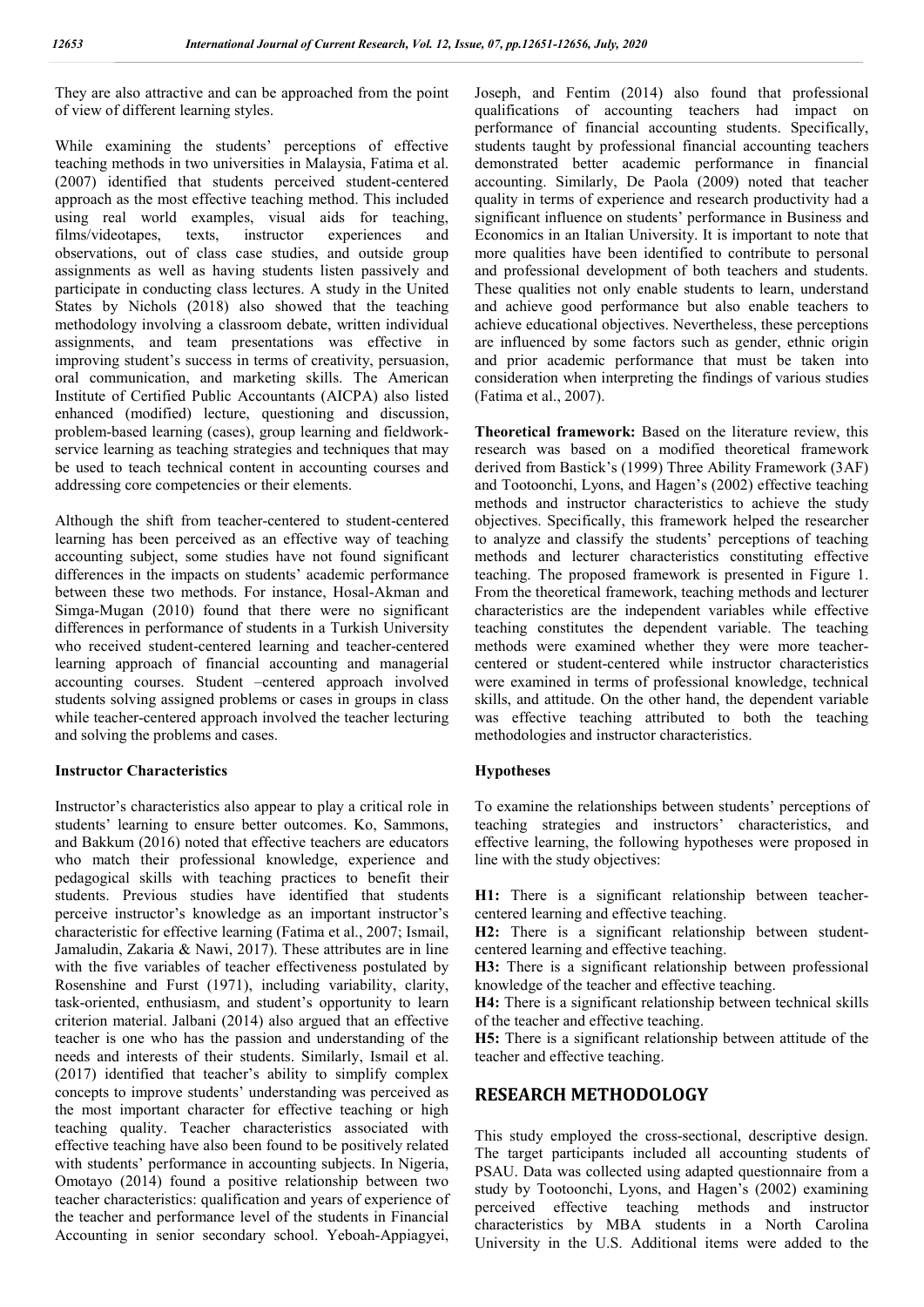They are also attractive and can be approached from the point of view of different learning styles.

While examining the students' perceptions of effective teaching methods in two universities in Malaysia, Fatima et al. (2007) identified that students perceived student-centered approach as the most effective teaching method. This included using real world examples, visual aids for teaching, films/videotapes, texts, instructor experiences and observations, out of class case studies, and outside group assignments as well as having students listen passively and participate in conducting class lectures. A study in the United States by Nichols (2018) also showed that the teaching methodology involving a classroom debate, written individual assignments, and team presentations was effective in improving student's success in terms of creativity, persuasion, oral communication, and marketing skills. The American Institute of Certified Public Accountants (AICPA) also listed enhanced (modified) lecture, questioning and discussion, problem-based learning (cases), group learning and fieldwork-service learning as teaching strategies and techniques that may be used to teach technical content in accounting courses and addressing core competencies or their elements.

Although the shift from teacher-centered to student-centered learning has been perceived as an effective way of teaching accounting subject, some studies have not found significant differences in the impacts on students' academic performance between these two methods. For instance, Hosal-Akman and Simga-Mugan (2010) found that there were no significant differences in performance of students in a Turkish University who received student-centered learning and teacher-centered learning approach of financial accounting and managerial accounting courses. Student –centered approach involved students solving assigned problems or cases in groups in class while teacher-centered approach involved the teacher lecturing and solving the problems and cases.

### Instructor Characteristics

Instructor's characteristics also appear to play a critical role in students' learning to ensure better outcomes. Ko, Sammons, and Bakkum (2016) noted that effective teachers are educators who match their professional knowledge, experience and pedagogical skills with teaching practices to benefit their students. Previous studies have identified that students perceive instructor's knowledge as an important instructor's characteristic for effective learning (Fatima et al., 2007; Ismail, Jamaludin, Zakaria & Nawi, 2017). These attributes are in line with the five variables of teacher effectiveness postulated by Rosenshine and Furst (1971), including variability, clarity, task-oriented, enthusiasm, and student's opportunity to learn criterion material. Jalbani (2014) also argued that an effective teacher is one who has the passion and understanding of the needs and interests of their students. Similarly, Ismail et al. (2017) identified that teacher's ability to simplify complex concepts to improve students' understanding was perceived as the most important character for effective teaching or high teaching quality. Teacher characteristics associated with effective teaching have also been found to be positively related with students' performance in accounting subjects. In Nigeria, Omotayo (2014) found a positive relationship between two teacher characteristics: qualification and years of experience of the teacher and performance level of the students in Financial Accounting in senior secondary school. Yeboah-Appiagyei, Joseph, and Fentim (2014) also found that professional qualifications of accounting teachers had impact on performance of financial accounting students. Specifically, students taught by professional financial accounting teachers demonstrated better academic performance in financial accounting. Similarly, De Paola (2009) noted that teacher quality in terms of experience and research productivity had a significant influence on students' performance in Business and Economics in an Italian University. It is important to note that more qualities have been identified to contribute to personal and professional development of both teachers and students. These qualities not only enable students to learn, understand and achieve good performance but also enable teachers to achieve educational objectives. Nevertheless, these perceptions are influenced by some factors such as gender, ethnic origin and prior academic performance that must be taken into consideration when interpreting the findings of various studies (Fatima et al., 2007).

**Theoretical framework:** Based on the literature review, this research was based on a modified theoretical framework derived from Bastick's (1999) Three Ability Framework (3AF) and Tootoonchi, Lyons, and Hagen's (2002) effective teaching methods and instructor characteristics to achieve the study objectives. Specifically, this framework helped the researcher to analyze and classify the students' perceptions of teaching methods and lecturer characteristics constituting effective teaching. The proposed framework is presented in Figure 1. From the theoretical framework, teaching methods and lecturer characteristics are the independent variables while effective teaching constitutes the dependent variable. The teaching methods were examined whether they were more teacher-centered or student-centered while instructor characteristics were examined in terms of professional knowledge, technical skills, and attitude. On the other hand, the dependent variable was effective teaching attributed to both the teaching methodologies and instructor characteristics.

### Hypotheses

To examine the relationships between students' perceptions of teaching strategies and instructors' characteristics, and effective learning, the following hypotheses were proposed in line with the study objectives:

**H1:** There is a significant relationship between teacher-centered learning and effective teaching.

**H2:** There is a significant relationship between student-centered learning and effective teaching.

**H3:** There is a significant relationship between professional knowledge of the teacher and effective teaching.

**H4:** There is a significant relationship between technical skills of the teacher and effective teaching.

**H5:** There is a significant relationship between attitude of the teacher and effective teaching.

## RESEARCH METHODOLOGY

This study employed the cross-sectional, descriptive design. The target participants included all accounting students of PSAU. Data was collected using adapted questionnaire from a study by Tootoonchi, Lyons, and Hagen's (2002) examining perceived effective teaching methods and instructor characteristics by MBA students in a North Carolina University in the U.S. Additional items were added to the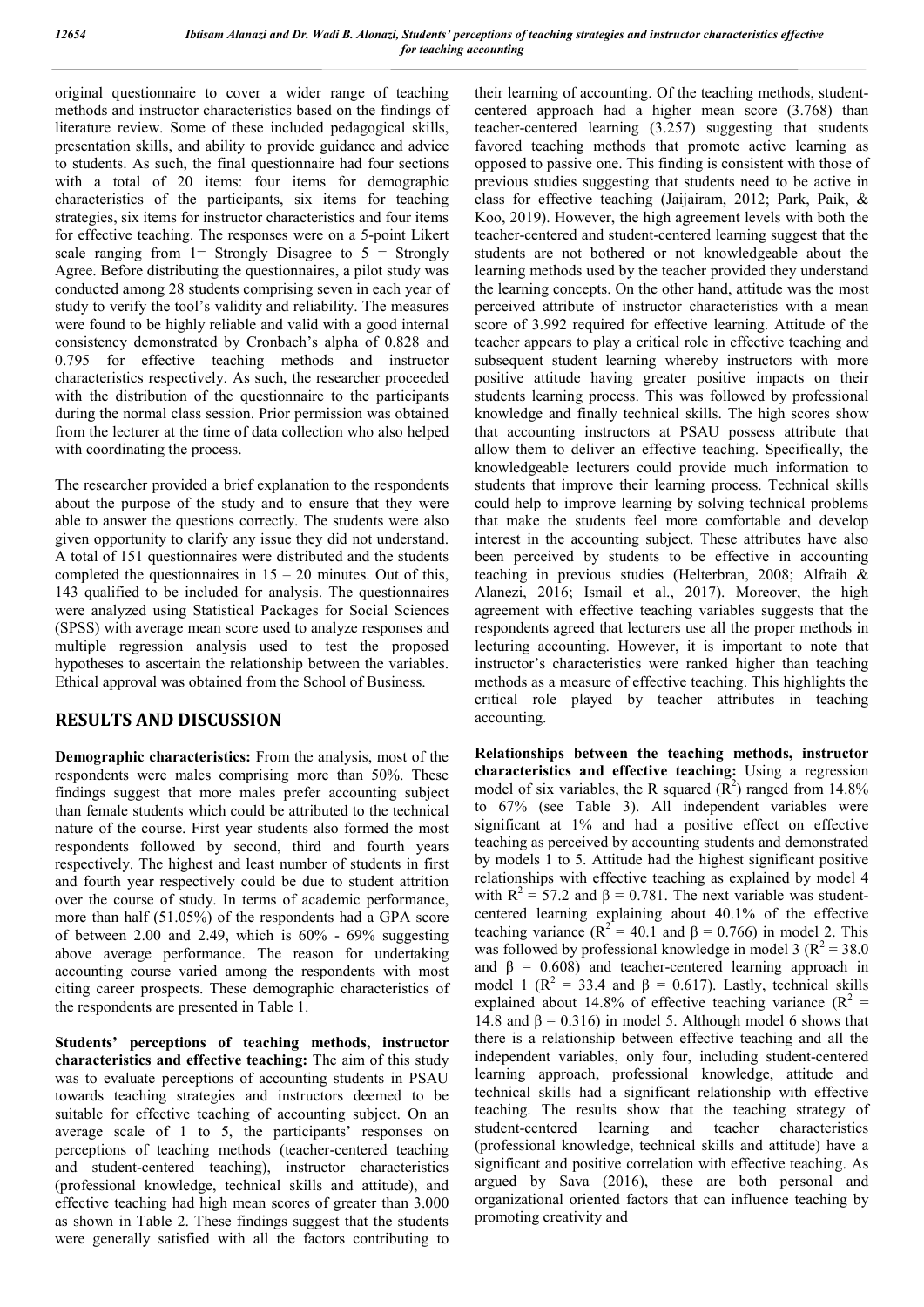original questionnaire to cover a wider range of teaching methods and instructor characteristics based on the findings of literature review. Some of these included pedagogical skills, presentation skills, and ability to provide guidance and advice to students. As such, the final questionnaire had four sections with a total of 20 items: four items for demographic characteristics of the participants, six items for teaching strategies, six items for instructor characteristics and four items for effective teaching. The responses were on a 5-point Likert scale ranging from 1= Strongly Disagree to 5 = Strongly Agree. Before distributing the questionnaires, a pilot study was conducted among 28 students comprising seven in each year of study to verify the tool's validity and reliability. The measures were found to be highly reliable and valid with a good internal consistency demonstrated by Cronbach's alpha of 0.828 and 0.795 for effective teaching methods and instructor characteristics respectively. As such, the researcher proceeded with the distribution of the questionnaire to the participants during the normal class session. Prior permission was obtained from the lecturer at the time of data collection who also helped with coordinating the process.

The researcher provided a brief explanation to the respondents about the purpose of the study and to ensure that they were able to answer the questions correctly. The students were also given opportunity to clarify any issue they did not understand. A total of 151 questionnaires were distributed and the students completed the questionnaires in 15 – 20 minutes. Out of this, 143 qualified to be included for analysis. The questionnaires were analyzed using Statistical Packages for Social Sciences (SPSS) with average mean score used to analyze responses and multiple regression analysis used to test the proposed hypotheses to ascertain the relationship between the variables. Ethical approval was obtained from the School of Business.

## RESULTS AND DISCUSSION

**Demographic characteristics:** From the analysis, most of the respondents were males comprising more than 50%. These findings suggest that more males prefer accounting subject than female students which could be attributed to the technical nature of the course. First year students also formed the most respondents followed by second, third and fourth years respectively. The highest and least number of students in first and fourth year respectively could be due to student attrition over the course of study. In terms of academic performance, more than half (51.05%) of the respondents had a GPA score of between 2.00 and 2.49, which is 60% - 69% suggesting above average performance. The reason for undertaking accounting course varied among the respondents with most citing career prospects. These demographic characteristics of the respondents are presented in Table 1.

**Students' perceptions of teaching methods, instructor characteristics and effective teaching:** The aim of this study was to evaluate perceptions of accounting students in PSAU towards teaching strategies and instructors deemed to be suitable for effective teaching of accounting subject. On an average scale of 1 to 5, the participants' responses on perceptions of teaching methods (teacher-centered teaching and student-centered teaching), instructor characteristics (professional knowledge, technical skills and attitude), and effective teaching had high mean scores of greater than 3.000 as shown in Table 2. These findings suggest that the students were generally satisfied with all the factors contributing to their learning of accounting. Of the teaching methods, student-centered approach had a higher mean score (3.768) than teacher-centered learning (3.257) suggesting that students favored teaching methods that promote active learning as opposed to passive one. This finding is consistent with those of previous studies suggesting that students need to be active in class for effective teaching (Jaijairam, 2012; Park, Paik, & Koo, 2019). However, the high agreement levels with both the teacher-centered and student-centered learning suggest that the students are not bothered or not knowledgeable about the learning methods used by the teacher provided they understand the learning concepts. On the other hand, attitude was the most perceived attribute of instructor characteristics with a mean score of 3.992 required for effective learning. Attitude of the teacher appears to play a critical role in effective teaching and subsequent student learning whereby instructors with more positive attitude having greater positive impacts on their students learning process. This was followed by professional knowledge and finally technical skills. The high scores show that accounting instructors at PSAU possess attribute that allow them to deliver an effective teaching. Specifically, the knowledgeable lecturers could provide much information to students that improve their learning process. Technical skills could help to improve learning by solving technical problems that make the students feel more comfortable and develop interest in the accounting subject. These attributes have also been perceived by students to be effective in accounting teaching in previous studies (Helterbran, 2008; Alfraih & Alanezi, 2016; Ismail et al., 2017). Moreover, the high agreement with effective teaching variables suggests that the respondents agreed that lecturers use all the proper methods in lecturing accounting. However, it is important to note that instructor's characteristics were ranked higher than teaching methods as a measure of effective teaching. This highlights the critical role played by teacher attributes in teaching accounting.

**Relationships between the teaching methods, instructor characteristics and effective teaching:** Using a regression model of six variables, the R squared ($R^2$) ranged from 14.8% to 67% (see Table 3). All independent variables were significant at 1% and had a positive effect on effective teaching as perceived by accounting students and demonstrated by models 1 to 5. Attitude had the highest significant positive relationships with effective teaching as explained by model 4 with $R^2 = 57.2$ and $\beta = 0.781$. The next variable was student-centered learning explaining about 40.1% of the effective teaching variance ($R^2 = 40.1$ and $\beta = 0.766$) in model 2. This was followed by professional knowledge in model 3 ($R^2 = 38.0$ and $\beta = 0.608$) and teacher-centered learning approach in model 1 ($R^2 = 33.4$ and $\beta = 0.617$). Lastly, technical skills explained about 14.8% of effective teaching variance ($R^2 = 14.8$ and $\beta = 0.316$) in model 5. Although model 6 shows that there is a relationship between effective teaching and all the independent variables, only four, including student-centered learning approach, professional knowledge, attitude and technical skills had a significant relationship with effective teaching. The results show that the teaching strategy of student-centered learning and teacher characteristics (professional knowledge, technical skills and attitude) have a significant and positive correlation with effective teaching. As argued by Sava (2016), these are both personal and organizational oriented factors that can influence teaching by promoting creativity and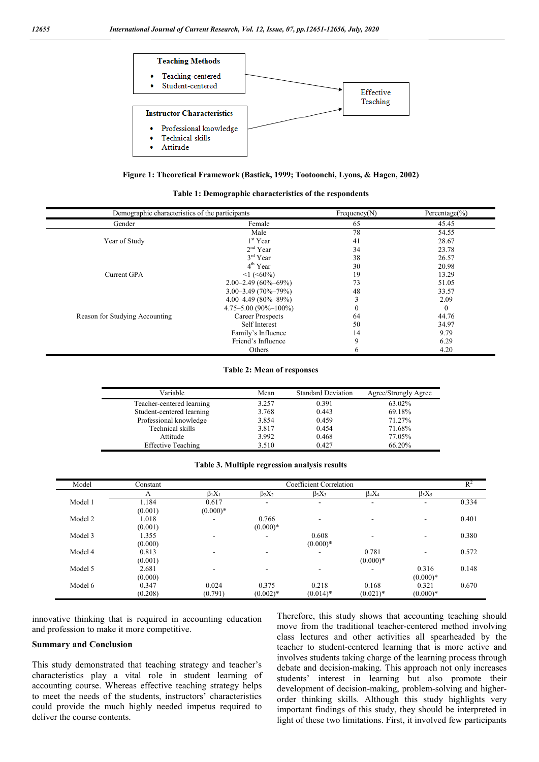Teaching Methods
- Teaching-centered
- Student-centered

Instructor Characteristics
- Professional knowledge
- Technical skills
- Attitude

→ Effective Teaching

**Figure 1: Theoretical Framework (Bastick, 1999; Tootoonchi, Lyons, & Hagen, 2002)**

**Table 1: Demographic characteristics of the respondents**

| Demographic characteristics of the participants | | Frequency(N) | Percentage(%) |
|---|---|---|---|
| Gender | Female | 65 | 45.45 |
| | Male | 78 | 54.55 |
| Year of Study | 1st Year | 41 | 28.67 |
| | 2nd Year | 34 | 23.78 |
| | 3rd Year | 38 | 26.57 |
| | 4th Year | 30 | 20.98 |
| Current GPA | <1 (<60%) | 19 | 13.29 |
| | 2.00–2.49 (60%–69%) | 73 | 51.05 |
| | 3.00–3.49 (70%–79%) | 48 | 33.57 |
| | 4.00–4.49 (80%–89%) | 3 | 2.09 |
| | 4.75–5.00 (90%–100%) | 0 | 0 |
| Reason for Studying Accounting | Career Prospects | 64 | 44.76 |
| | Self Interest | 50 | 34.97 |
| | Family's Influence | 14 | 9.79 |
| | Friend's Influence | 9 | 6.29 |
| | Others | 6 | 4.20 |

**Table 2: Mean of responses**

| Variable | Mean | Standard Deviation | Agree/Strongly Agree |
|---|---|---|---|
| Teacher-centered learning | 3.257 | 0.391 | 63.02% |
| Student-centered learning | 3.768 | 0.443 | 69.18% |
| Professional knowledge | 3.854 | 0.459 | 71.27% |
| Technical skills | 3.817 | 0.454 | 71.68% |
| Attitude | 3.992 | 0.468 | 77.05% |
| Effective Teaching | 3.510 | 0.427 | 66.20% |

**Table 3. Multiple regression analysis results**

| Model | Constant | Coefficient Correlation | | | | | $R^2$ |
|---|---|---|---|---|---|---|---|
| | A | $\beta_1 X_1$ | $\beta_2 X_2$ | $\beta_3 X_3$ | $\beta_4 X_4$ | $\beta_5 X_5$ | |
| Model 1 | 1.184 (0.001) | 0.617 (0.000)* | - | - | - | - | 0.334 |
| Model 2 | 1.018 (0.001) | - | 0.766 (0.000)* | - | - | - | 0.401 |
| Model 3 | 1.355 (0.000) | - | - | 0.608 (0.000)* | - | - | 0.380 |
| Model 4 | 0.813 (0.001) | - | - | - | 0.781 (0.000)* | - | 0.572 |
| Model 5 | 2.681 (0.000) | - | - | - | - | 0.316 (0.000)* | 0.148 |
| Model 6 | 0.347 (0.208) | 0.024 (0.791) | 0.375 (0.002)* | 0.218 (0.014)* | 0.168 (0.021)* | 0.321 (0.000)* | 0.670 |

innovative thinking that is required in accounting education and profession to make it more competitive.

## Summary and Conclusion

This study demonstrated that teaching strategy and teacher's characteristics play a vital role in student learning of accounting course. Whereas effective teaching strategy helps to meet the needs of the students, instructors' characteristics could provide the much highly needed impetus required to deliver the course contents.

Therefore, this study shows that accounting teaching should move from the traditional teacher-centered method involving class lectures and other activities all spearheaded by the teacher to student-centered learning that is more active and involves students taking charge of the learning process through debate and decision-making. This approach not only increases students' interest in learning but also promote their development of decision-making, problem-solving and higher-order thinking skills. Although this study highlights very important findings of this study, they should be interpreted in light of these two limitations. First, it involved few participants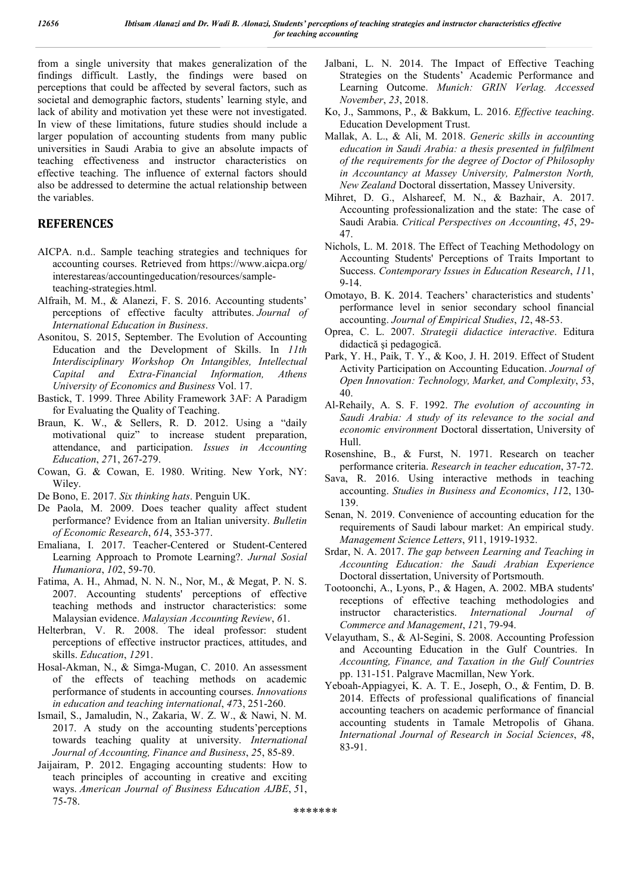from a single university that makes generalization of the findings difficult. Lastly, the findings were based on perceptions that could be affected by several factors, such as societal and demographic factors, students' learning style, and lack of ability and motivation yet these were not investigated. In view of these limitations, future studies should include a larger population of accounting students from many public universities in Saudi Arabia to give an absolute impacts of teaching effectiveness and instructor characteristics on effective teaching. The influence of external factors should also be addressed to determine the actual relationship between the variables.

## REFERENCES

AICPA. n.d.. Sample teaching strategies and techniques for accounting courses. Retrieved from https://www.aicpa.org/interestareas/accountingeducation/resources/sample-teaching-strategies.html.

Alfraih, M. M., & Alanezi, F. S. 2016. Accounting students' perceptions of effective faculty attributes. *Journal of International Education in Business*.

Asonitou, S. 2015, September. The Evolution of Accounting Education and the Development of Skills. In *11th Interdisciplinary Workshop On Intangibles, Intellectual Capital and Extra-Financial Information, Athens University of Economics and Business* Vol. 17.

Bastick, T. 1999. Three Ability Framework 3AF: A Paradigm for Evaluating the Quality of Teaching.

Braun, K. W., & Sellers, R. D. 2012. Using a "daily motivational quiz" to increase student preparation, attendance, and participation. *Issues in Accounting Education*, *27*1, 267-279.

Cowan, G. & Cowan, E. 1980. Writing. New York, NY: Wiley.

De Bono, E. 2017. *Six thinking hats*. Penguin UK.

De Paola, M. 2009. Does teacher quality affect student performance? Evidence from an Italian university. *Bulletin of Economic Research*, *61*4, 353-377.

Emaliana, I. 2017. Teacher-Centered or Student-Centered Learning Approach to Promote Learning?. *Jurnal Sosial Humaniora*, *10*2, 59-70.

Fatima, A. H., Ahmad, N. N. N., Nor, M., & Megat, P. N. S. 2007. Accounting students' perceptions of effective teaching methods and instructor characteristics: some Malaysian evidence. *Malaysian Accounting Review*, *6*1.

Helterbran, V. R. 2008. The ideal professor: student perceptions of effective instructor practices, attitudes, and skills. *Education*, *129*1.

Hosal-Akman, N., & Simga-Mugan, C. 2010. An assessment of the effects of teaching methods on academic performance of students in accounting courses. *Innovations in education and teaching international*, *47*3, 251-260.

Ismail, S., Jamaludin, N., Zakaria, W. Z. W., & Nawi, N. M. 2017. A study on the accounting students'perceptions towards teaching quality at university. *International Journal of Accounting, Finance and Business*, *2*5, 85-89.

Jaijairam, P. 2012. Engaging accounting students: How to teach principles of accounting in creative and exciting ways. *American Journal of Business Education AJBE*, 51, 75-78.

Jalbani, L. N. 2014. The Impact of Effective Teaching Strategies on the Students' Academic Performance and Learning Outcome. *Munich: GRIN Verlag. Accessed November*, *23*, 2018.

Ko, J., Sammons, P., & Bakkum, L. 2016. *Effective teaching*. Education Development Trust.

Mallak, A. L., & Ali, M. 2018. *Generic skills in accounting education in Saudi Arabia: a thesis presented in fulfilment of the requirements for the degree of Doctor of Philosophy in Accountancy at Massey University, Palmerston North, New Zealand* Doctoral dissertation, Massey University.

Mihret, D. G., Alshareef, M. N., & Bazhair, A. 2017. Accounting professionalization and the state: The case of Saudi Arabia. *Critical Perspectives on Accounting*, *45*, 29-47.

Nichols, L. M. 2018. The Effect of Teaching Methodology on Accounting Students' Perceptions of Traits Important to Success. *Contemporary Issues in Education Research*, *11*1, 9-14.

Omotayo, B. K. 2014. Teachers' characteristics and students' performance level in senior secondary school financial accounting. *Journal of Empirical Studies*, *1*2, 48-53.

Oprea, C. L. 2007. *Strategii didactice interactive*. Editura didactică și pedagogică.

Park, Y. H., Paik, T. Y., & Koo, J. H. 2019. Effect of Student Activity Participation on Accounting Education. *Journal of Open Innovation: Technology, Market, and Complexity*, *5*3, 40.

Al-Rehaily, A. S. F. 1992. *The evolution of accounting in Saudi Arabia: A study of its relevance to the social and economic environment* Doctoral dissertation, University of Hull.

Rosenshine, B., & Furst, N. 1971. Research on teacher performance criteria. *Research in teacher education*, 37-72.

Sava, R. 2016. Using interactive methods in teaching accounting. *Studies in Business and Economics*, *11*2, 130-139.

Senan, N. 2019. Convenience of accounting education for the requirements of Saudi labour market: An empirical study. *Management Science Letters*, *9*11, 1919-1932.

Srdar, N. A. 2017. *The gap between Learning and Teaching in Accounting Education: the Saudi Arabian Experience* Doctoral dissertation, University of Portsmouth.

Tootoonchi, A., Lyons, P., & Hagen, A. 2002. MBA students' receptions of effective teaching methodologies and instructor characteristics. *International Journal of Commerce and Management*, *12*1, 79-94.

Velayutham, S., & Al-Segini, S. 2008. Accounting Profession and Accounting Education in the Gulf Countries. In *Accounting, Finance, and Taxation in the Gulf Countries* pp. 131-151. Palgrave Macmillan, New York.

Yeboah-Appiagyei, K. A. T. E., Joseph, O., & Fentim, D. B. 2014. Effects of professional qualifications of financial accounting teachers on academic performance of financial accounting students in Tamale Metropolis of Ghana. *International Journal of Research in Social Sciences*, *4*8, 83-91.

*******